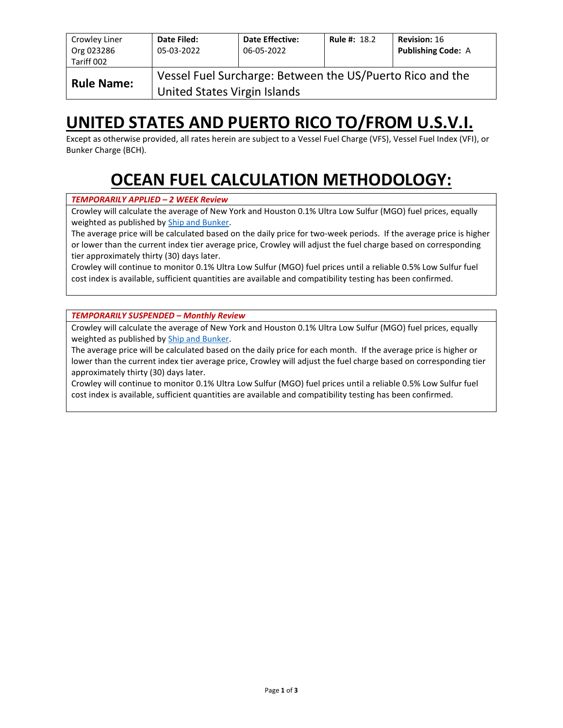| Crowley Liner Org 023286 Tariff 002 | **Date Filed:** 05-03-2022 | **Date Effective:** 06-05-2022 | **Rule #:** 18.2 | **Revision:** 16 **Publishing Code:** A |
|---|---|---|---|---|
| **Rule Name:** | Vessel Fuel Surcharge: Between the US/Puerto Rico and the United States Virgin Islands | | | |

# UNITED STATES AND PUERTO RICO TO/FROM U.S.V.I.

Except as otherwise provided, all rates herein are subject to a Vessel Fuel Charge (VFS), Vessel Fuel Index (VFI), or Bunker Charge (BCH).

# OCEAN FUEL CALCULATION METHODOLOGY:

***TEMPORARILY APPLIED – 2 WEEK Review***

Crowley will calculate the average of New York and Houston 0.1% Ultra Low Sulfur (MGO) fuel prices, equally weighted as published by Ship and Bunker.

The average price will be calculated based on the daily price for two-week periods. If the average price is higher or lower than the current index tier average price, Crowley will adjust the fuel charge based on corresponding tier approximately thirty (30) days later.

Crowley will continue to monitor 0.1% Ultra Low Sulfur (MGO) fuel prices until a reliable 0.5% Low Sulfur fuel cost index is available, sufficient quantities are available and compatibility testing has been confirmed.

***TEMPORARILY SUSPENDED – Monthly Review***

Crowley will calculate the average of New York and Houston 0.1% Ultra Low Sulfur (MGO) fuel prices, equally weighted as published by Ship and Bunker.

The average price will be calculated based on the daily price for each month. If the average price is higher or lower than the current index tier average price, Crowley will adjust the fuel charge based on corresponding tier approximately thirty (30) days later.

Crowley will continue to monitor 0.1% Ultra Low Sulfur (MGO) fuel prices until a reliable 0.5% Low Sulfur fuel cost index is available, sufficient quantities are available and compatibility testing has been confirmed.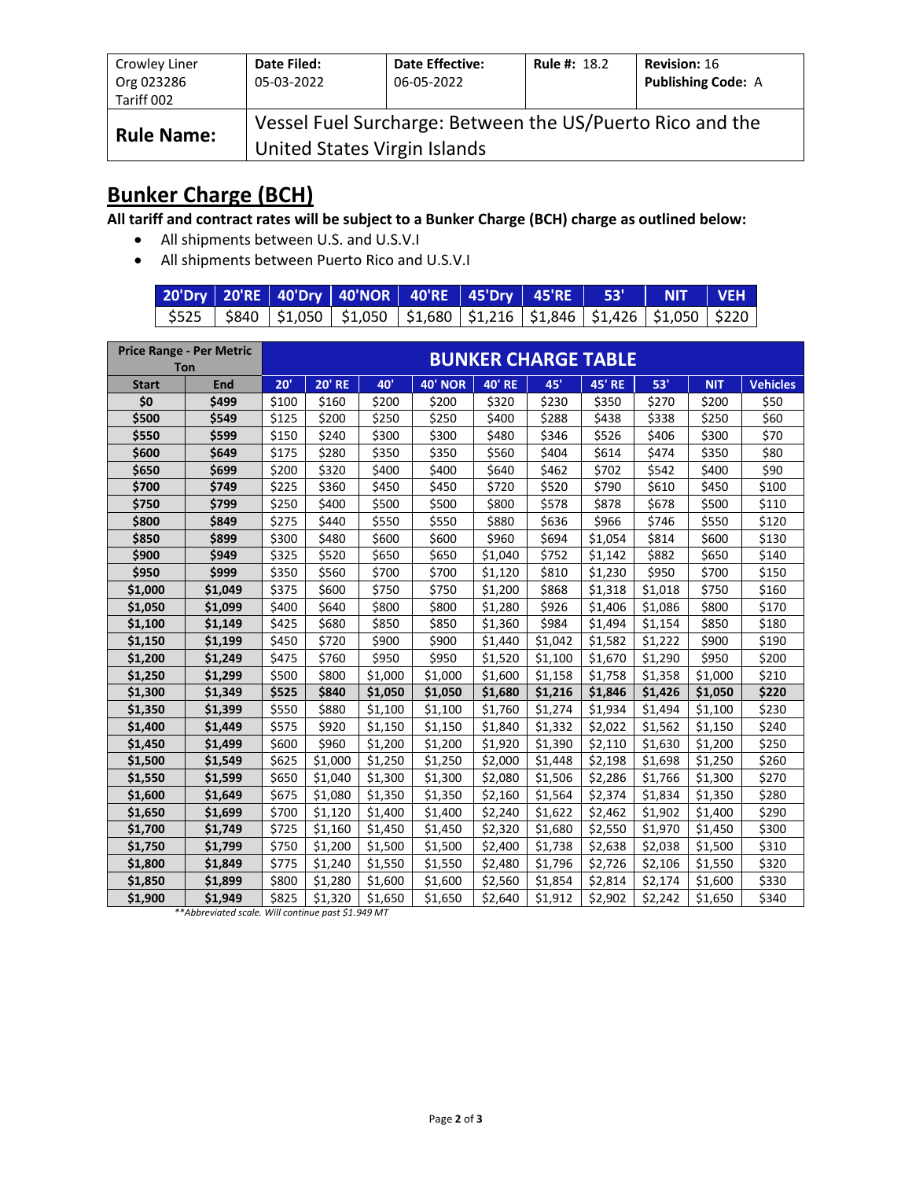| Crowley Liner Org 023286 Tariff 002 | **Date Filed:** 05-03-2022 | **Date Effective:** 06-05-2022 | **Rule #:** 18.2 | **Revision:** 16 **Publishing Code:** A |
|---|---|---|---|---|
| **Rule Name:** | Vessel Fuel Surcharge: Between the US/Puerto Rico and the United States Virgin Islands | | | |

## Bunker Charge (BCH)

**All tariff and contract rates will be subject to a Bunker Charge (BCH) charge as outlined below:**

- All shipments between U.S. and U.S.V.I
- All shipments between Puerto Rico and U.S.V.I

| 20'Dry | 20'RE | 40'Dry | 40'NOR | 40'RE | 45'Dry | 45'RE | 53' | NIT | VEH |
|---|---|---|---|---|---|---|---|---|---|
| $525 | $840 | $1,050 | $1,050 | $1,680 | $1,216 | $1,846 | $1,426 | $1,050 | $220 |

| Price Range - Per Metric Ton | | BUNKER CHARGE TABLE | | | | | | | | | |
|---|---|---|---|---|---|---|---|---|---|---|---|
| **Start** | **End** | **20'** | **20' RE** | **40'** | **40' NOR** | **40' RE** | **45'** | **45' RE** | **53'** | **NIT** | **Vehicles** |
| **$0** | **$499** | $100 | $160 | $200 | $200 | $320 | $230 | $350 | $270 | $200 | $50 |
| **$500** | **$549** | $125 | $200 | $250 | $250 | $400 | $288 | $438 | $338 | $250 | $60 |
| **$550** | **$599** | $150 | $240 | $300 | $300 | $480 | $346 | $526 | $406 | $300 | $70 |
| **$600** | **$649** | $175 | $280 | $350 | $350 | $560 | $404 | $614 | $474 | $350 | $80 |
| **$650** | **$699** | $200 | $320 | $400 | $400 | $640 | $462 | $702 | $542 | $400 | $90 |
| **$700** | **$749** | $225 | $360 | $450 | $450 | $720 | $520 | $790 | $610 | $450 | $100 |
| **$750** | **$799** | $250 | $400 | $500 | $500 | $800 | $578 | $878 | $678 | $500 | $110 |
| **$800** | **$849** | $275 | $440 | $550 | $550 | $880 | $636 | $966 | $746 | $550 | $120 |
| **$850** | **$899** | $300 | $480 | $600 | $600 | $960 | $694 | $1,054 | $814 | $600 | $130 |
| **$900** | **$949** | $325 | $520 | $650 | $650 | $1,040 | $752 | $1,142 | $882 | $650 | $140 |
| **$950** | **$999** | $350 | $560 | $700 | $700 | $1,120 | $810 | $1,230 | $950 | $700 | $150 |
| **$1,000** | **$1,049** | $375 | $600 | $750 | $750 | $1,200 | $868 | $1,318 | $1,018 | $750 | $160 |
| **$1,050** | **$1,099** | $400 | $640 | $800 | $800 | $1,280 | $926 | $1,406 | $1,086 | $800 | $170 |
| **$1,100** | **$1,149** | $425 | $680 | $850 | $850 | $1,360 | $984 | $1,494 | $1,154 | $850 | $180 |
| **$1,150** | **$1,199** | $450 | $720 | $900 | $900 | $1,440 | $1,042 | $1,582 | $1,222 | $900 | $190 |
| **$1,200** | **$1,249** | $475 | $760 | $950 | $950 | $1,520 | $1,100 | $1,670 | $1,290 | $950 | $200 |
| **$1,250** | **$1,299** | $500 | $800 | $1,000 | $1,000 | $1,600 | $1,158 | $1,758 | $1,358 | $1,000 | $210 |
| **$1,300** | **$1,349** | **$525** | **$840** | **$1,050** | **$1,050** | **$1,680** | **$1,216** | **$1,846** | **$1,426** | **$1,050** | **$220** |
| **$1,350** | **$1,399** | $550 | $880 | $1,100 | $1,100 | $1,760 | $1,274 | $1,934 | $1,494 | $1,100 | $230 |
| **$1,400** | **$1,449** | $575 | $920 | $1,150 | $1,150 | $1,840 | $1,332 | $2,022 | $1,562 | $1,150 | $240 |
| **$1,450** | **$1,499** | $600 | $960 | $1,200 | $1,200 | $1,920 | $1,390 | $2,110 | $1,630 | $1,200 | $250 |
| **$1,500** | **$1,549** | $625 | $1,000 | $1,250 | $1,250 | $2,000 | $1,448 | $2,198 | $1,698 | $1,250 | $260 |
| **$1,550** | **$1,599** | $650 | $1,040 | $1,300 | $1,300 | $2,080 | $1,506 | $2,286 | $1,766 | $1,300 | $270 |
| **$1,600** | **$1,649** | $675 | $1,080 | $1,350 | $1,350 | $2,160 | $1,564 | $2,374 | $1,834 | $1,350 | $280 |
| **$1,650** | **$1,699** | $700 | $1,120 | $1,400 | $1,400 | $2,240 | $1,622 | $2,462 | $1,902 | $1,400 | $290 |
| **$1,700** | **$1,749** | $725 | $1,160 | $1,450 | $1,450 | $2,320 | $1,680 | $2,550 | $1,970 | $1,450 | $300 |
| **$1,750** | **$1,799** | $750 | $1,200 | $1,500 | $1,500 | $2,400 | $1,738 | $2,638 | $2,038 | $1,500 | $310 |
| **$1,800** | **$1,849** | $775 | $1,240 | $1,550 | $1,550 | $2,480 | $1,796 | $2,726 | $2,106 | $1,550 | $320 |
| **$1,850** | **$1,899** | $800 | $1,280 | $1,600 | $1,600 | $2,560 | $1,854 | $2,814 | $2,174 | $1,600 | $330 |
| **$1,900** | **$1,949** | $825 | $1,320 | $1,650 | $1,650 | $2,640 | $1,912 | $2,902 | $2,242 | $1,650 | $340 |

*\*\*Abbreviated scale. Will continue past $1.949 MT*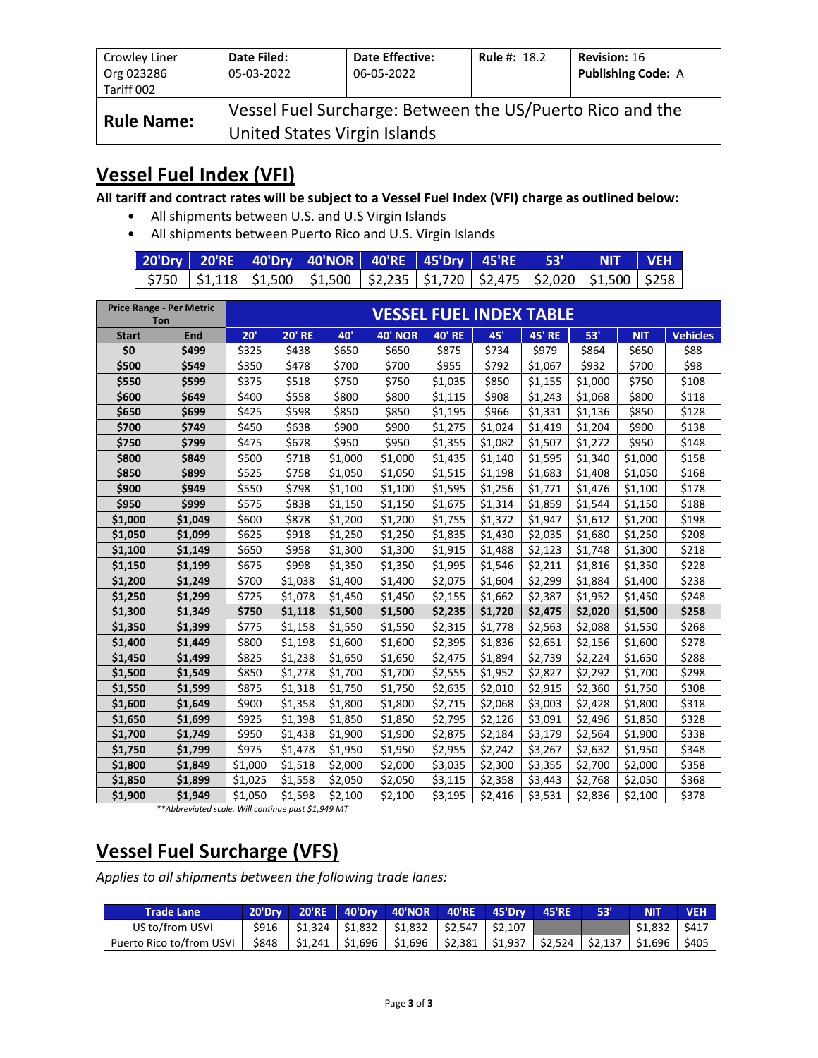| Crowley Liner Org 023286 Tariff 002 | Date Filed: 05-03-2022 | Date Effective: 06-05-2022 | Rule #: 18.2 | Revision: 16 Publishing Code: A |
|---|---|---|---|---|
| **Rule Name:** | Vessel Fuel Surcharge: Between the US/Puerto Rico and the United States Virgin Islands | | | |

# Vessel Fuel Index (VFI)

**All tariff and contract rates will be subject to a Vessel Fuel Index (VFI) charge as outlined below:**

- All shipments between U.S. and U.S Virgin Islands
- All shipments between Puerto Rico and U.S. Virgin Islands

| 20'Dry | 20'RE | 40'Dry | 40'NOR | 40'RE | 45'Dry | 45'RE | 53' | NIT | VEH |
|---|---|---|---|---|---|---|---|---|---|
| $750 | $1,118 | $1,500 | $1,500 | $2,235 | $1,720 | $2,475 | $2,020 | $1,500 | $258 |

| Price Range - Per Metric Ton | | VESSEL FUEL INDEX TABLE | | | | | | | | | |
|---|---|---|---|---|---|---|---|---|---|---|---|
| **Start** | **End** | **20'** | **20' RE** | **40'** | **40' NOR** | **40' RE** | **45'** | **45' RE** | **53'** | **NIT** | **Vehicles** |
| **$0** | **$499** | $325 | $438 | $650 | $650 | $875 | $734 | $979 | $864 | $650 | $88 |
| **$500** | **$549** | $350 | $478 | $700 | $700 | $955 | $792 | $1,067 | $932 | $700 | $98 |
| **$550** | **$599** | $375 | $518 | $750 | $750 | $1,035 | $850 | $1,155 | $1,000 | $750 | $108 |
| **$600** | **$649** | $400 | $558 | $800 | $800 | $1,115 | $908 | $1,243 | $1,068 | $800 | $118 |
| **$650** | **$699** | $425 | $598 | $850 | $850 | $1,195 | $966 | $1,331 | $1,136 | $850 | $128 |
| **$700** | **$749** | $450 | $638 | $900 | $900 | $1,275 | $1,024 | $1,419 | $1,204 | $900 | $138 |
| **$750** | **$799** | $475 | $678 | $950 | $950 | $1,355 | $1,082 | $1,507 | $1,272 | $950 | $148 |
| **$800** | **$849** | $500 | $718 | $1,000 | $1,000 | $1,435 | $1,140 | $1,595 | $1,340 | $1,000 | $158 |
| **$850** | **$899** | $525 | $758 | $1,050 | $1,050 | $1,515 | $1,198 | $1,683 | $1,408 | $1,050 | $168 |
| **$900** | **$949** | $550 | $798 | $1,100 | $1,100 | $1,595 | $1,256 | $1,771 | $1,476 | $1,100 | $178 |
| **$950** | **$999** | $575 | $838 | $1,150 | $1,150 | $1,675 | $1,314 | $1,859 | $1,544 | $1,150 | $188 |
| **$1,000** | **$1,049** | $600 | $878 | $1,200 | $1,200 | $1,755 | $1,372 | $1,947 | $1,612 | $1,200 | $198 |
| **$1,050** | **$1,099** | $625 | $918 | $1,250 | $1,250 | $1,835 | $1,430 | $2,035 | $1,680 | $1,250 | $208 |
| **$1,100** | **$1,149** | $650 | $958 | $1,300 | $1,300 | $1,915 | $1,488 | $2,123 | $1,748 | $1,300 | $218 |
| **$1,150** | **$1,199** | $675 | $998 | $1,350 | $1,350 | $1,995 | $1,546 | $2,211 | $1,816 | $1,350 | $228 |
| **$1,200** | **$1,249** | $700 | $1,038 | $1,400 | $1,400 | $2,075 | $1,604 | $2,299 | $1,884 | $1,400 | $238 |
| **$1,250** | **$1,299** | $725 | $1,078 | $1,450 | $1,450 | $2,155 | $1,662 | $2,387 | $1,952 | $1,450 | $248 |
| **$1,300** | **$1,349** | **$750** | **$1,118** | **$1,500** | **$1,500** | **$2,235** | **$1,720** | **$2,475** | **$2,020** | **$1,500** | **$258** |
| **$1,350** | **$1,399** | $775 | $1,158 | $1,550 | $1,550 | $2,315 | $1,778 | $2,563 | $2,088 | $1,550 | $268 |
| **$1,400** | **$1,449** | $800 | $1,198 | $1,600 | $1,600 | $2,395 | $1,836 | $2,651 | $2,156 | $1,600 | $278 |
| **$1,450** | **$1,499** | $825 | $1,238 | $1,650 | $1,650 | $2,475 | $1,894 | $2,739 | $2,224 | $1,650 | $288 |
| **$1,500** | **$1,549** | $850 | $1,278 | $1,700 | $1,700 | $2,555 | $1,952 | $2,827 | $2,292 | $1,700 | $298 |
| **$1,550** | **$1,599** | $875 | $1,318 | $1,750 | $1,750 | $2,635 | $2,010 | $2,915 | $2,360 | $1,750 | $308 |
| **$1,600** | **$1,649** | $900 | $1,358 | $1,800 | $1,800 | $2,715 | $2,068 | $3,003 | $2,428 | $1,800 | $318 |
| **$1,650** | **$1,699** | $925 | $1,398 | $1,850 | $1,850 | $2,795 | $2,126 | $3,091 | $2,496 | $1,850 | $328 |
| **$1,700** | **$1,749** | $950 | $1,438 | $1,900 | $1,900 | $2,875 | $2,184 | $3,179 | $2,564 | $1,900 | $338 |
| **$1,750** | **$1,799** | $975 | $1,478 | $1,950 | $1,950 | $2,955 | $2,242 | $3,267 | $2,632 | $1,950 | $348 |
| **$1,800** | **$1,849** | $1,000 | $1,518 | $2,000 | $2,000 | $3,035 | $2,300 | $3,355 | $2,700 | $2,000 | $358 |
| **$1,850** | **$1,899** | $1,025 | $1,558 | $2,050 | $2,050 | $3,115 | $2,358 | $3,443 | $2,768 | $2,050 | $368 |
| **$1,900** | **$1,949** | $1,050 | $1,598 | $2,100 | $2,100 | $3,195 | $2,416 | $3,531 | $2,836 | $2,100 | $378 |

*\*\*Abbreviated scale. Will continue past $1,949 MT*

# Vessel Fuel Surcharge (VFS)

*Applies to all shipments between the following trade lanes:*

| Trade Lane | 20'Dry | 20'RE | 40'Dry | 40'NOR | 40'RE | 45'Dry | 45'RE | 53' | NIT | VEH |
|---|---|---|---|---|---|---|---|---|---|---|
| US to/from USVI | $916 | $1,324 | $1,832 | $1,832 | $2,547 | $2,107 | | | $1,832 | $417 |
| Puerto Rico to/from USVI | $848 | $1,241 | $1,696 | $1,696 | $2,381 | $1,937 | $2,524 | $2,137 | $1,696 | $405 |